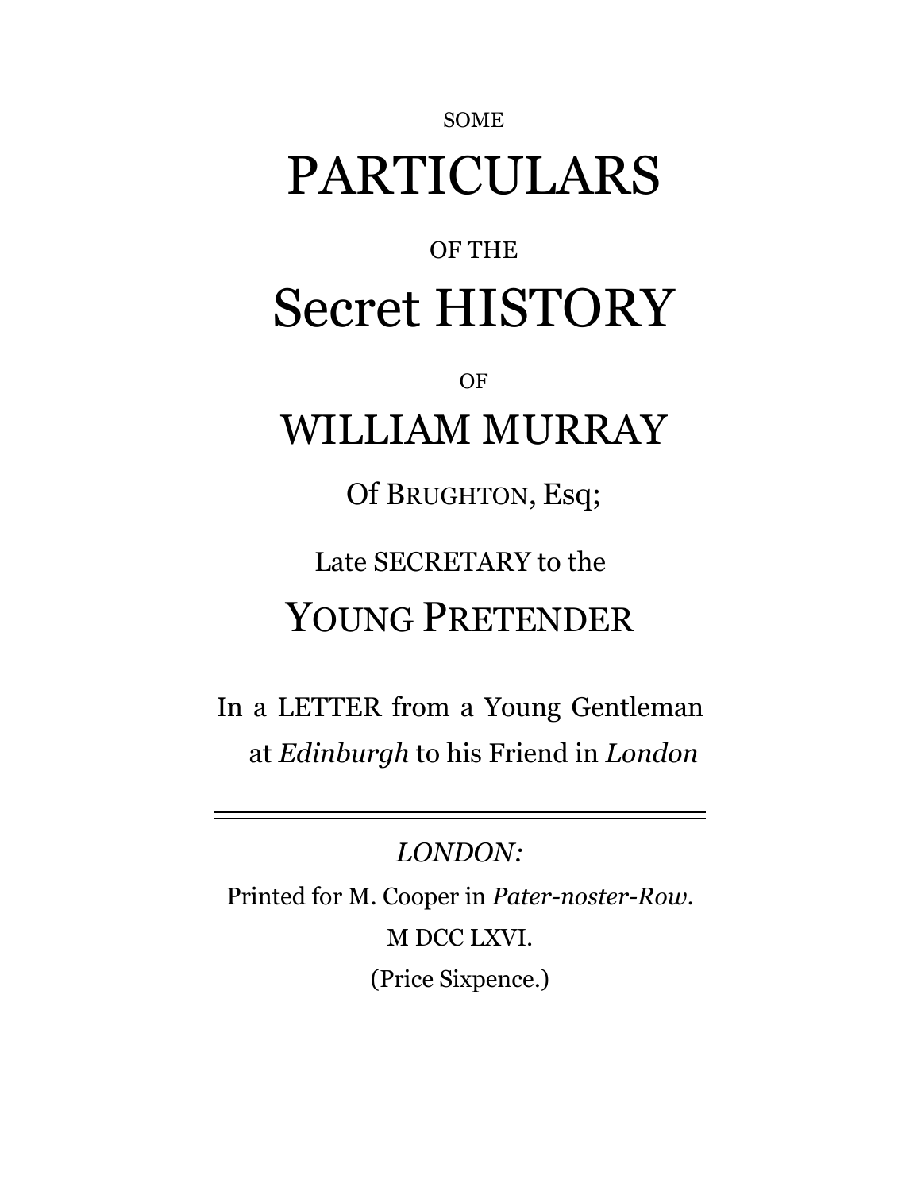SOME

# PARTICULARS

OF THE

# Secret HISTORY

OF

## WILLIAM MURRAY

Of BRUGHTON, Esq;

Late SECRETARY to the

## YOUNG PRETENDER

In a LETTER from a Young Gentleman at *Edinburgh* to his Friend in *London*

---

*LONDON:*

Printed for M. Cooper in *Pater-noster-Row*.

M DCC LXVI.

(Price Sixpence.)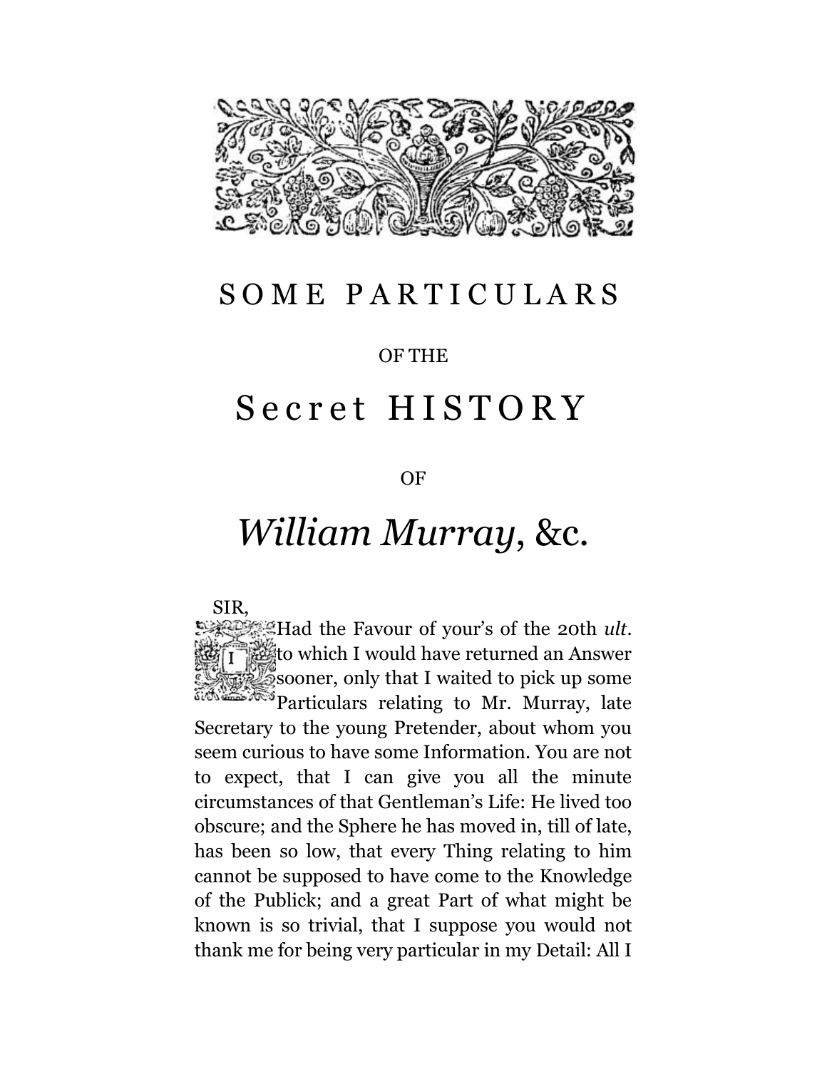# SOME PARTICULARS

OF THE

# Secret HISTORY

OF

# *William Murray*, &c.

SIR,

I Had the Favour of your's of the 20th *ult*. to which I would have returned an Answer sooner, only that I waited to pick up some Particulars relating to Mr. Murray, late Secretary to the young Pretender, about whom you seem curious to have some Information. You are not to expect, that I can give you all the minute circumstances of that Gentleman's Life: He lived too obscure; and the Sphere he has moved in, till of late, has been so low, that every Thing relating to him cannot be supposed to have come to the Knowledge of the Publick; and a great Part of what might be known is so trivial, that I suppose you would not thank me for being very particular in my Detail: All I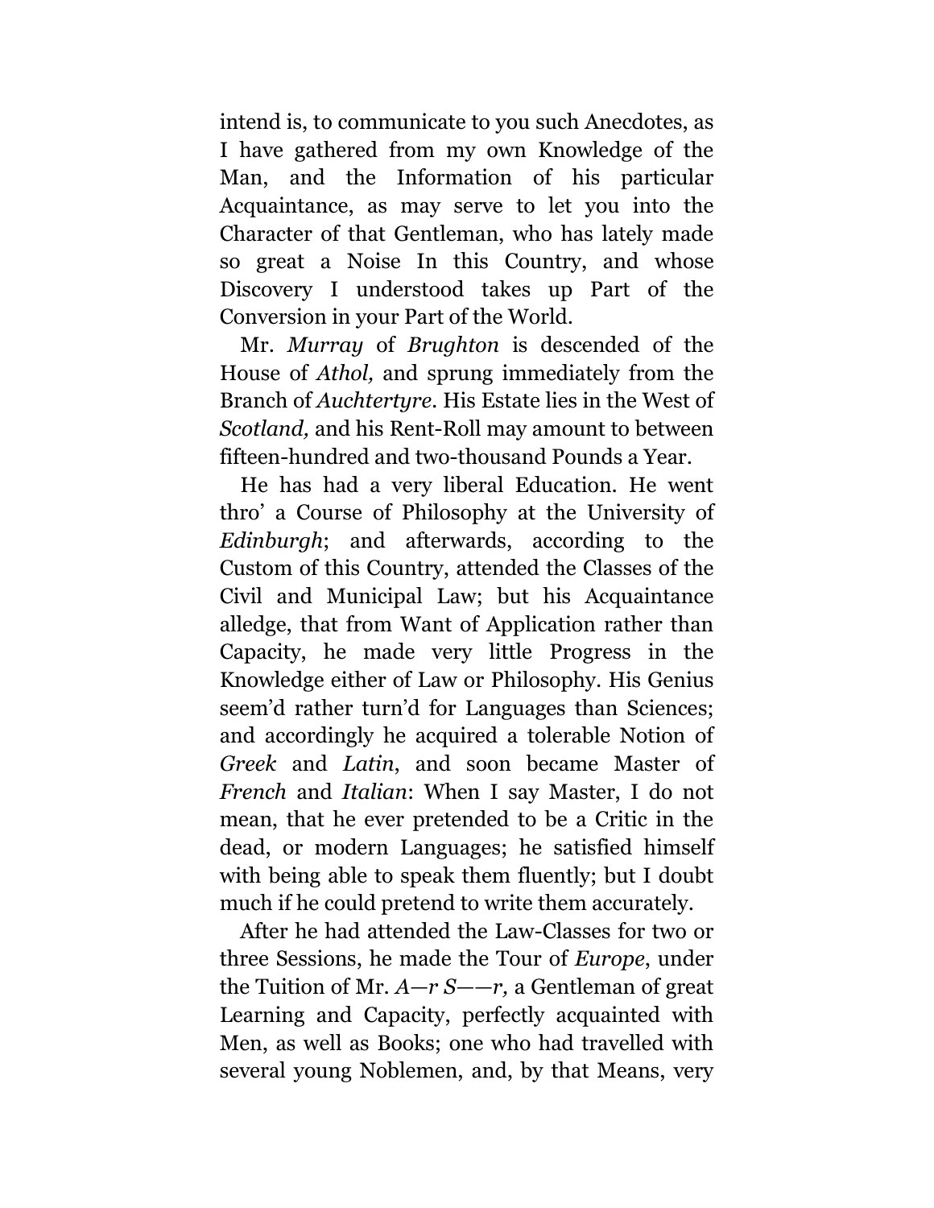intend is, to communicate to you such Anecdotes, as I have gathered from my own Knowledge of the Man, and the Information of his particular Acquaintance, as may serve to let you into the Character of that Gentleman, who has lately made so great a Noise In this Country, and whose Discovery I understood takes up Part of the Conversion in your Part of the World.

Mr. *Murray* of *Brughton* is descended of the House of *Athol,* and sprung immediately from the Branch of *Auchtertyre*. His Estate lies in the West of *Scotland,* and his Rent-Roll may amount to between fifteen-hundred and two-thousand Pounds a Year.

He has had a very liberal Education. He went thro' a Course of Philosophy at the University of *Edinburgh*; and afterwards, according to the Custom of this Country, attended the Classes of the Civil and Municipal Law; but his Acquaintance alledge, that from Want of Application rather than Capacity, he made very little Progress in the Knowledge either of Law or Philosophy. His Genius seem'd rather turn'd for Languages than Sciences; and accordingly he acquired a tolerable Notion of *Greek* and *Latin*, and soon became Master of *French* and *Italian*: When I say Master, I do not mean, that he ever pretended to be a Critic in the dead, or modern Languages; he satisfied himself with being able to speak them fluently; but I doubt much if he could pretend to write them accurately.

After he had attended the Law-Classes for two or three Sessions, he made the Tour of *Europe*, under the Tuition of Mr. *A—r S——r,* a Gentleman of great Learning and Capacity, perfectly acquainted with Men, as well as Books; one who had travelled with several young Noblemen, and, by that Means, very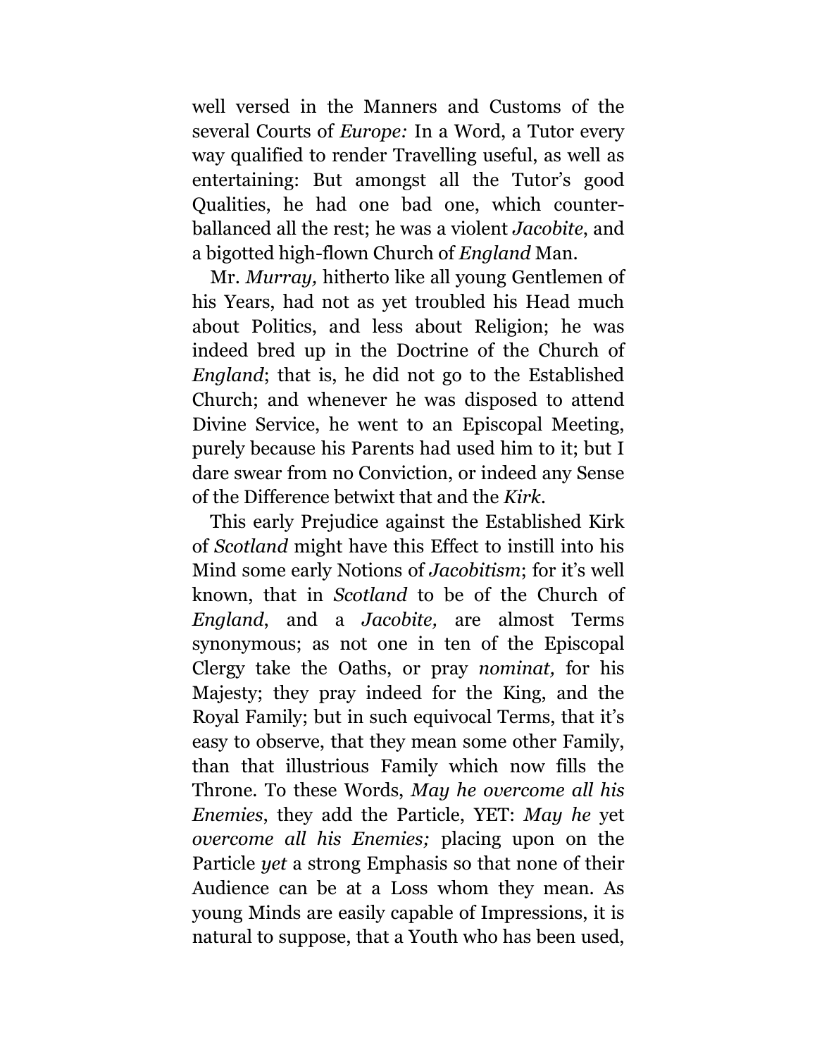well versed in the Manners and Customs of the several Courts of *Europe:* In a Word, a Tutor every way qualified to render Travelling useful, as well as entertaining: But amongst all the Tutor's good Qualities, he had one bad one, which counter-ballanced all the rest; he was a violent *Jacobite*, and a bigotted high-flown Church of *England* Man.

Mr. *Murray,* hitherto like all young Gentlemen of his Years, had not as yet troubled his Head much about Politics, and less about Religion; he was indeed bred up in the Doctrine of the Church of *England*; that is, he did not go to the Established Church; and whenever he was disposed to attend Divine Service, he went to an Episcopal Meeting, purely because his Parents had used him to it; but I dare swear from no Conviction, or indeed any Sense of the Difference betwixt that and the *Kirk*.

This early Prejudice against the Established Kirk of *Scotland* might have this Effect to instill into his Mind some early Notions of *Jacobitism*; for it's well known, that in *Scotland* to be of the Church of *England*, and a *Jacobite,* are almost Terms synonymous; as not one in ten of the Episcopal Clergy take the Oaths, or pray *nominat,* for his Majesty; they pray indeed for the King, and the Royal Family; but in such equivocal Terms, that it's easy to observe, that they mean some other Family, than that illustrious Family which now fills the Throne. To these Words, *May he overcome all his Enemies*, they add the Particle, YET: *May he* yet *overcome all his Enemies;* placing upon on the Particle *yet* a strong Emphasis so that none of their Audience can be at a Loss whom they mean. As young Minds are easily capable of Impressions, it is natural to suppose, that a Youth who has been used,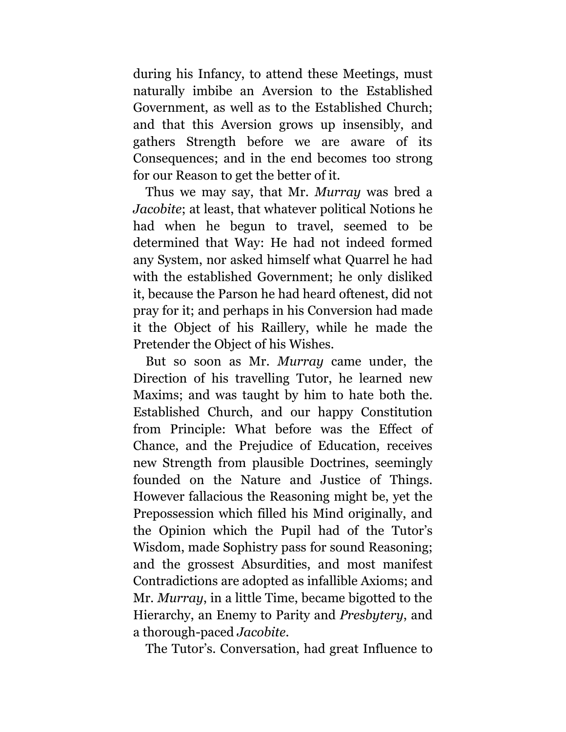during his Infancy, to attend these Meetings, must naturally imbibe an Aversion to the Established Government, as well as to the Established Church; and that this Aversion grows up insensibly, and gathers Strength before we are aware of its Consequences; and in the end becomes too strong for our Reason to get the better of it.

Thus we may say, that Mr. *Murray* was bred a *Jacobite*; at least, that whatever political Notions he had when he begun to travel, seemed to be determined that Way: He had not indeed formed any System, nor asked himself what Quarrel he had with the established Government; he only disliked it, because the Parson he had heard oftenest, did not pray for it; and perhaps in his Conversion had made it the Object of his Raillery, while he made the Pretender the Object of his Wishes.

But so soon as Mr. *Murray* came under, the Direction of his travelling Tutor, he learned new Maxims; and was taught by him to hate both the. Established Church, and our happy Constitution from Principle: What before was the Effect of Chance, and the Prejudice of Education, receives new Strength from plausible Doctrines, seemingly founded on the Nature and Justice of Things. However fallacious the Reasoning might be, yet the Prepossession which filled his Mind originally, and the Opinion which the Pupil had of the Tutor's Wisdom, made Sophistry pass for sound Reasoning; and the grossest Absurdities, and most manifest Contradictions are adopted as infallible Axioms; and Mr. *Murray*, in a little Time, became bigotted to the Hierarchy, an Enemy to Parity and *Presbytery*, and a thorough-paced *Jacobite*.

The Tutor's. Conversation, had great Influence to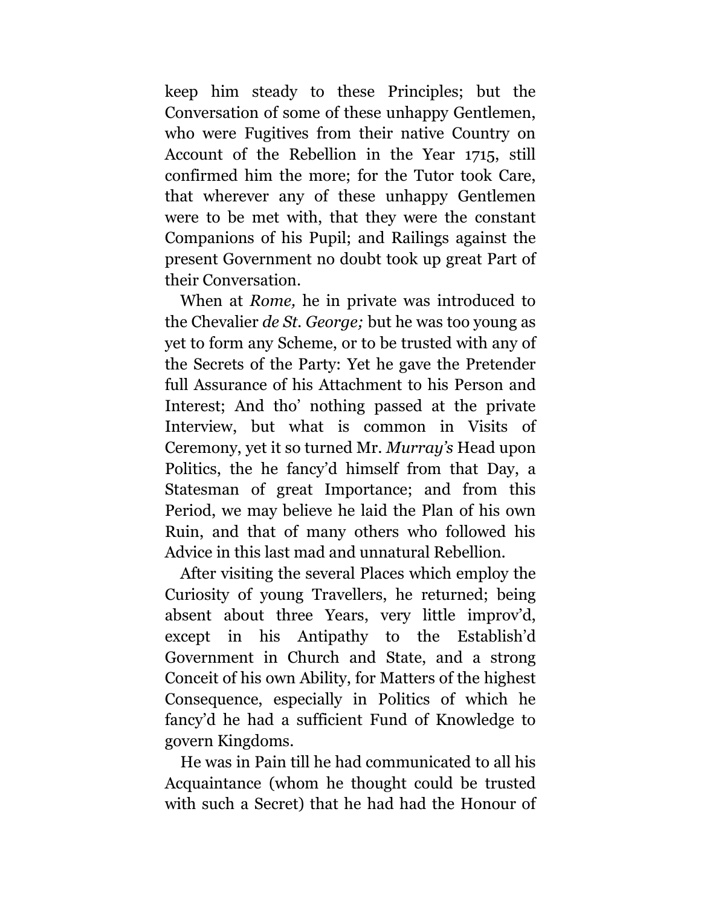keep him steady to these Principles; but the Conversation of some of these unhappy Gentlemen, who were Fugitives from their native Country on Account of the Rebellion in the Year 1715, still confirmed him the more; for the Tutor took Care, that wherever any of these unhappy Gentlemen were to be met with, that they were the constant Companions of his Pupil; and Railings against the present Government no doubt took up great Part of their Conversation.

When at *Rome,* he in private was introduced to the Chevalier *de St. George;* but he was too young as yet to form any Scheme, or to be trusted with any of the Secrets of the Party: Yet he gave the Pretender full Assurance of his Attachment to his Person and Interest; And tho' nothing passed at the private Interview, but what is common in Visits of Ceremony, yet it so turned Mr. *Murray's* Head upon Politics, the he fancy'd himself from that Day, a Statesman of great Importance; and from this Period, we may believe he laid the Plan of his own Ruin, and that of many others who followed his Advice in this last mad and unnatural Rebellion.

After visiting the several Places which employ the Curiosity of young Travellers, he returned; being absent about three Years, very little improv'd, except in his Antipathy to the Establish'd Government in Church and State, and a strong Conceit of his own Ability, for Matters of the highest Consequence, especially in Politics of which he fancy'd he had a sufficient Fund of Knowledge to govern Kingdoms.

He was in Pain till he had communicated to all his Acquaintance (whom he thought could be trusted with such a Secret) that he had had the Honour of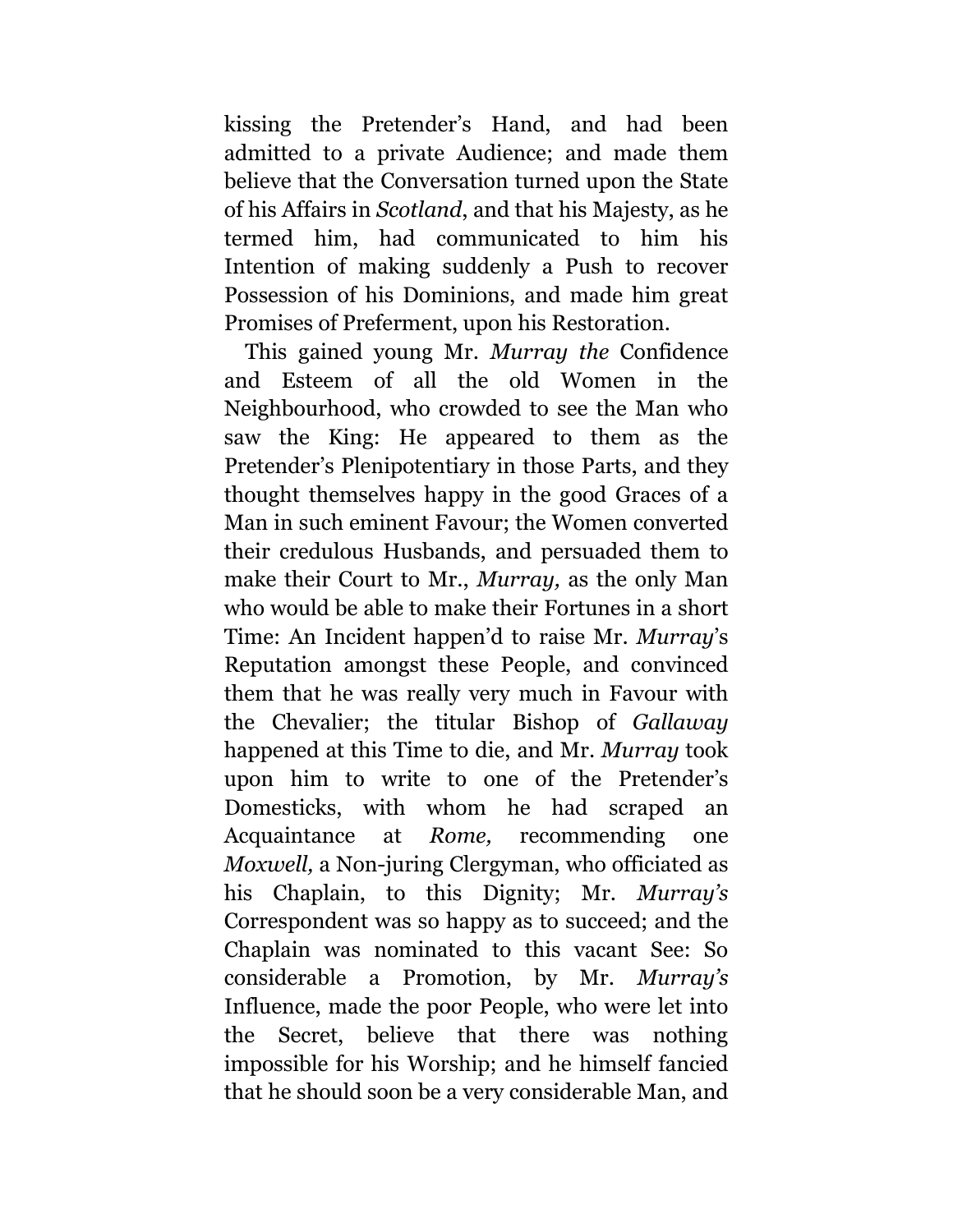kissing the Pretender's Hand, and had been admitted to a private Audience; and made them believe that the Conversation turned upon the State of his Affairs in *Scotland*, and that his Majesty, as he termed him, had communicated to him his Intention of making suddenly a Push to recover Possession of his Dominions, and made him great Promises of Preferment, upon his Restoration.

This gained young Mr. *Murray the* Confidence and Esteem of all the old Women in the Neighbourhood, who crowded to see the Man who saw the King: He appeared to them as the Pretender's Plenipotentiary in those Parts, and they thought themselves happy in the good Graces of a Man in such eminent Favour; the Women converted their credulous Husbands, and persuaded them to make their Court to Mr., *Murray,* as the only Man who would be able to make their Fortunes in a short Time: An Incident happen'd to raise Mr. *Murray*'s Reputation amongst these People, and convinced them that he was really very much in Favour with the Chevalier; the titular Bishop of *Gallaway* happened at this Time to die, and Mr. *Murray* took upon him to write to one of the Pretender's Domesticks, with whom he had scraped an Acquaintance at *Rome,* recommending one *Moxwell,* a Non-juring Clergyman, who officiated as his Chaplain, to this Dignity; Mr. *Murray's* Correspondent was so happy as to succeed; and the Chaplain was nominated to this vacant See: So considerable a Promotion, by Mr. *Murray's* Influence, made the poor People, who were let into the Secret, believe that there was nothing impossible for his Worship; and he himself fancied that he should soon be a very considerable Man, and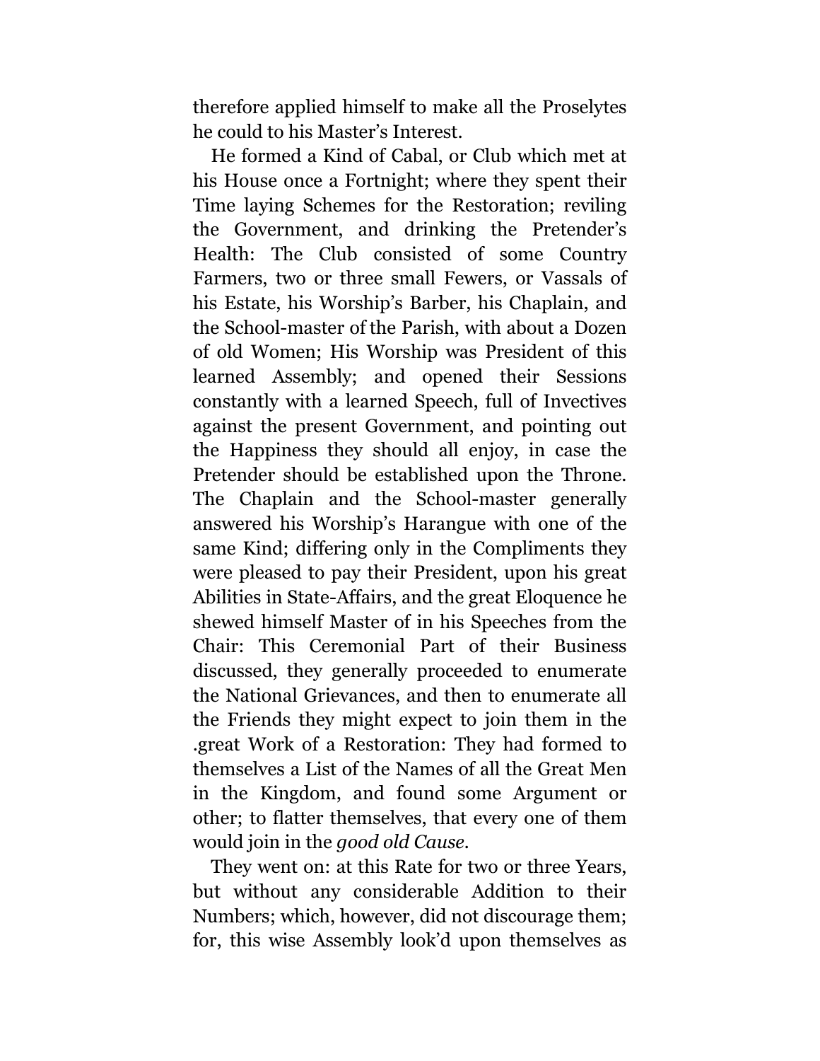therefore applied himself to make all the Proselytes he could to his Master's Interest.

He formed a Kind of Cabal, or Club which met at his House once a Fortnight; where they spent their Time laying Schemes for the Restoration; reviling the Government, and drinking the Pretender's Health: The Club consisted of some Country Farmers, two or three small Fewers, or Vassals of his Estate, his Worship's Barber, his Chaplain, and the School-master of the Parish, with about a Dozen of old Women; His Worship was President of this learned Assembly; and opened their Sessions constantly with a learned Speech, full of Invectives against the present Government, and pointing out the Happiness they should all enjoy, in case the Pretender should be established upon the Throne. The Chaplain and the School-master generally answered his Worship's Harangue with one of the same Kind; differing only in the Compliments they were pleased to pay their President, upon his great Abilities in State-Affairs, and the great Eloquence he shewed himself Master of in his Speeches from the Chair: This Ceremonial Part of their Business discussed, they generally proceeded to enumerate the National Grievances, and then to enumerate all the Friends they might expect to join them in the .great Work of a Restoration: They had formed to themselves a List of the Names of all the Great Men in the Kingdom, and found some Argument or other; to flatter themselves, that every one of them would join in the *good old Cause*.

They went on: at this Rate for two or three Years, but without any considerable Addition to their Numbers; which, however, did not discourage them; for, this wise Assembly look'd upon themselves as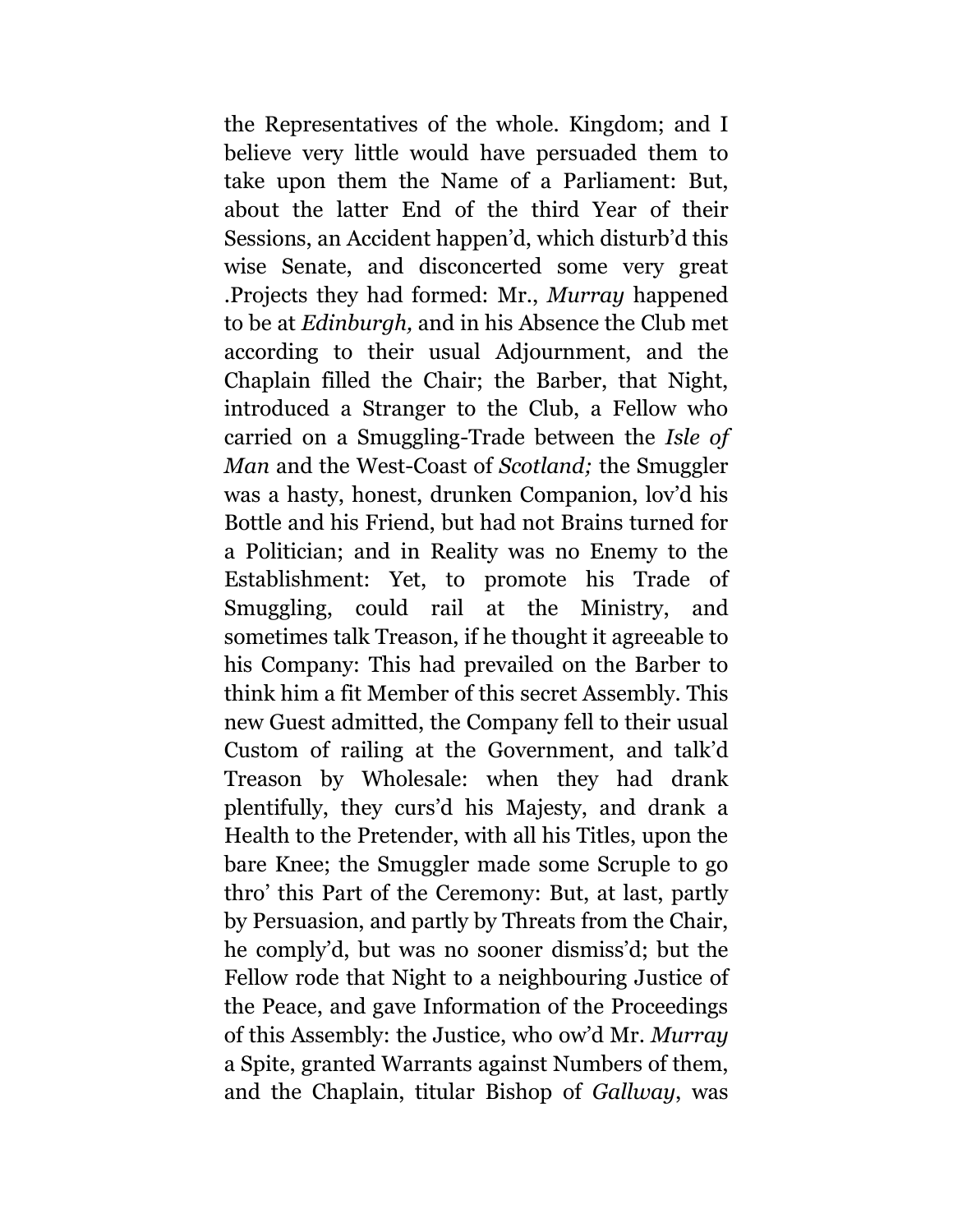the Representatives of the whole. Kingdom; and I believe very little would have persuaded them to take upon them the Name of a Parliament: But, about the latter End of the third Year of their Sessions, an Accident happen'd, which disturb'd this wise Senate, and disconcerted some very great .Projects they had formed: Mr., *Murray* happened to be at *Edinburgh,* and in his Absence the Club met according to their usual Adjournment, and the Chaplain filled the Chair; the Barber, that Night, introduced a Stranger to the Club, a Fellow who carried on a Smuggling-Trade between the *Isle of Man* and the West-Coast of *Scotland;* the Smuggler was a hasty, honest, drunken Companion, lov'd his Bottle and his Friend, but had not Brains turned for a Politician; and in Reality was no Enemy to the Establishment: Yet, to promote his Trade of Smuggling, could rail at the Ministry, and sometimes talk Treason, if he thought it agreeable to his Company: This had prevailed on the Barber to think him a fit Member of this secret Assembly. This new Guest admitted, the Company fell to their usual Custom of railing at the Government, and talk'd Treason by Wholesale: when they had drank plentifully, they curs'd his Majesty, and drank a Health to the Pretender, with all his Titles, upon the bare Knee; the Smuggler made some Scruple to go thro' this Part of the Ceremony: But, at last, partly by Persuasion, and partly by Threats from the Chair, he comply'd, but was no sooner dismiss'd; but the Fellow rode that Night to a neighbouring Justice of the Peace, and gave Information of the Proceedings of this Assembly: the Justice, who ow'd Mr. *Murray* a Spite, granted Warrants against Numbers of them, and the Chaplain, titular Bishop of *Gallway*, was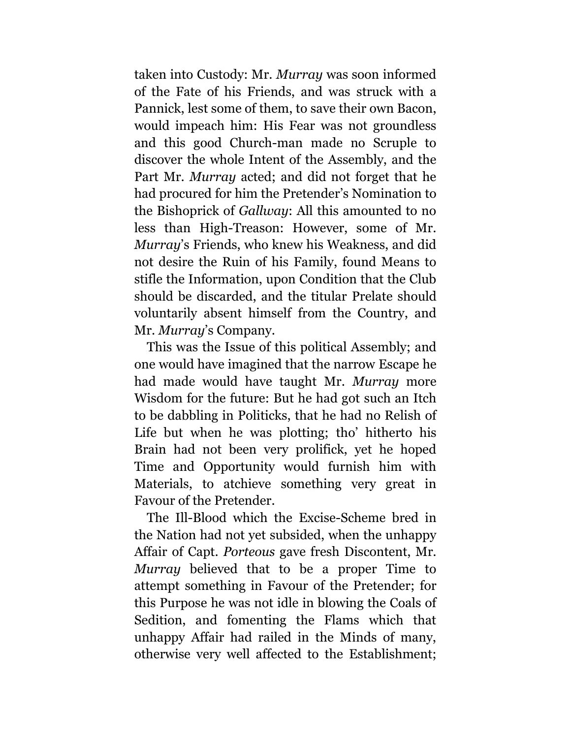taken into Custody: Mr. *Murray* was soon informed of the Fate of his Friends, and was struck with a Pannick, lest some of them, to save their own Bacon, would impeach him: His Fear was not groundless and this good Church-man made no Scruple to discover the whole Intent of the Assembly, and the Part Mr. *Murray* acted; and did not forget that he had procured for him the Pretender's Nomination to the Bishoprick of *Gallway*: All this amounted to no less than High-Treason: However, some of Mr. *Murray*'s Friends, who knew his Weakness, and did not desire the Ruin of his Family, found Means to stifle the Information, upon Condition that the Club should be discarded, and the titular Prelate should voluntarily absent himself from the Country, and Mr. *Murray*'s Company.

This was the Issue of this political Assembly; and one would have imagined that the narrow Escape he had made would have taught Mr. *Murray* more Wisdom for the future: But he had got such an Itch to be dabbling in Politicks, that he had no Relish of Life but when he was plotting; tho' hitherto his Brain had not been very prolifick, yet he hoped Time and Opportunity would furnish him with Materials, to atchieve something very great in Favour of the Pretender.

The Ill-Blood which the Excise-Scheme bred in the Nation had not yet subsided, when the unhappy Affair of Capt. *Porteous* gave fresh Discontent, Mr. *Murray* believed that to be a proper Time to attempt something in Favour of the Pretender; for this Purpose he was not idle in blowing the Coals of Sedition, and fomenting the Flams which that unhappy Affair had railed in the Minds of many, otherwise very well affected to the Establishment;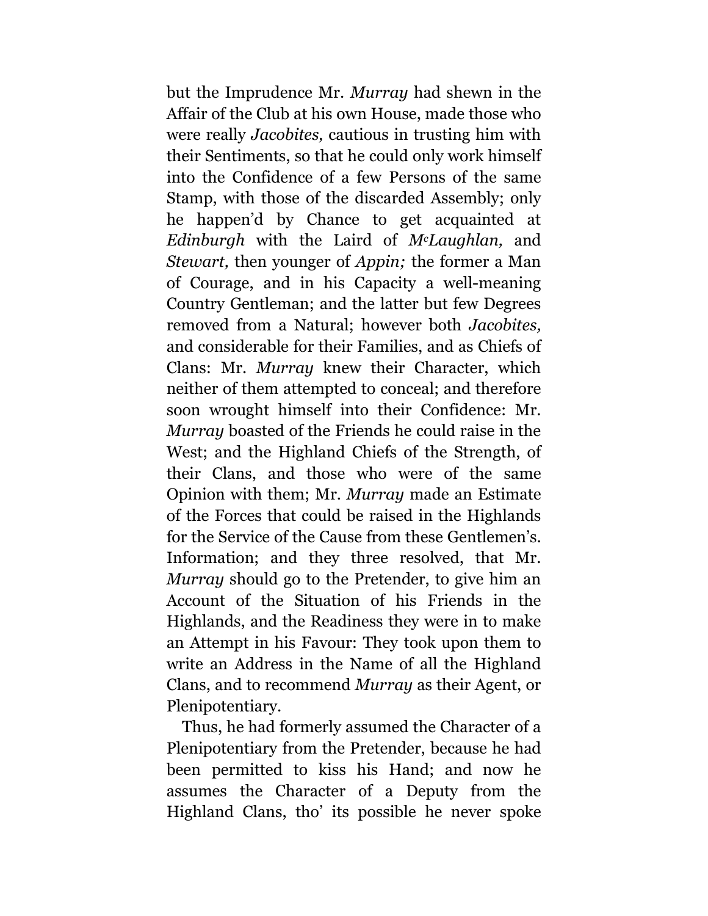but the Imprudence Mr. *Murray* had shewn in the Affair of the Club at his own House, made those who were really *Jacobites,* cautious in trusting him with their Sentiments, so that he could only work himself into the Confidence of a few Persons of the same Stamp, with those of the discarded Assembly; only he happen'd by Chance to get acquainted at *Edinburgh* with the Laird of *M^c^Laughlan,* and *Stewart,* then younger of *Appin;* the former a Man of Courage, and in his Capacity a well-meaning Country Gentleman; and the latter but few Degrees removed from a Natural; however both *Jacobites,* and considerable for their Families, and as Chiefs of Clans: Mr. *Murray* knew their Character, which neither of them attempted to conceal; and therefore soon wrought himself into their Confidence: Mr. *Murray* boasted of the Friends he could raise in the West; and the Highland Chiefs of the Strength, of their Clans, and those who were of the same Opinion with them; Mr. *Murray* made an Estimate of the Forces that could be raised in the Highlands for the Service of the Cause from these Gentlemen's. Information; and they three resolved, that Mr. *Murray* should go to the Pretender, to give him an Account of the Situation of his Friends in the Highlands, and the Readiness they were in to make an Attempt in his Favour: They took upon them to write an Address in the Name of all the Highland Clans, and to recommend *Murray* as their Agent, or Plenipotentiary.

Thus, he had formerly assumed the Character of a Plenipotentiary from the Pretender, because he had been permitted to kiss his Hand; and now he assumes the Character of a Deputy from the Highland Clans, tho' its possible he never spoke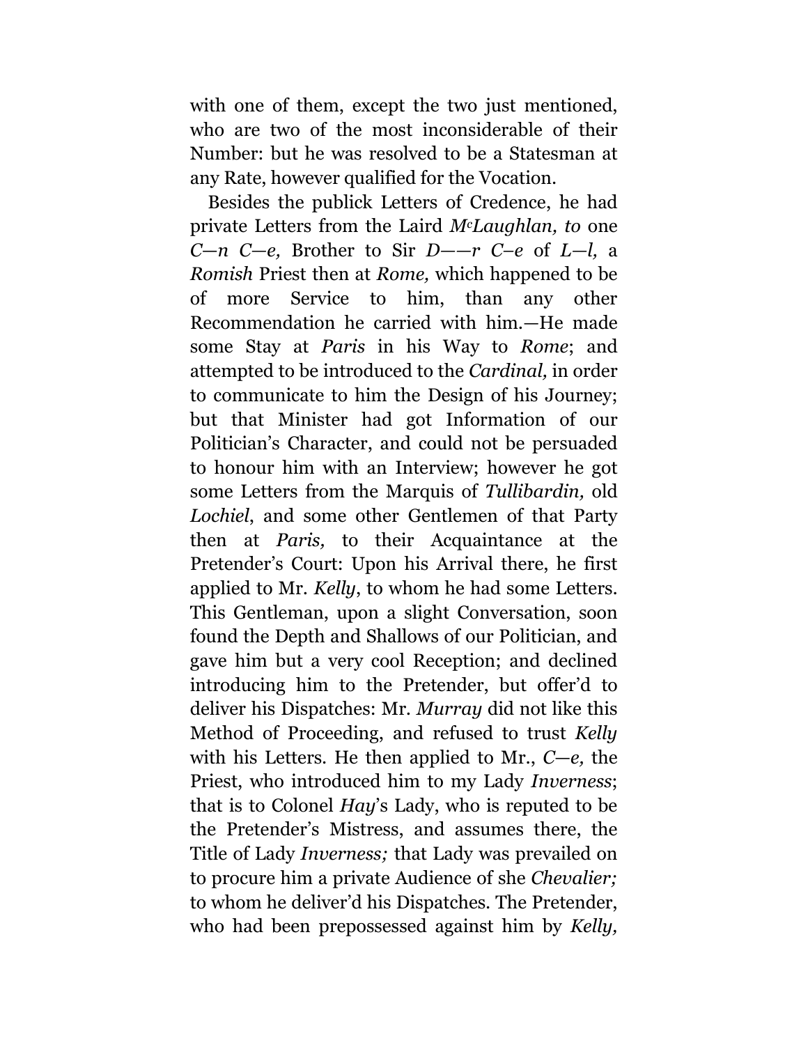with one of them, except the two just mentioned, who are two of the most inconsiderable of their Number: but he was resolved to be a Statesman at any Rate, however qualified for the Vocation.

Besides the publick Letters of Credence, he had private Letters from the Laird *McLaughlan, to* one *C—n C—e,* Brother to Sir *D——r C–e* of *L—l,* a *Romish* Priest then at *Rome,* which happened to be of more Service to him, than any other Recommendation he carried with him.—He made some Stay at *Paris* in his Way to *Rome*; and attempted to be introduced to the *Cardinal,* in order to communicate to him the Design of his Journey; but that Minister had got Information of our Politician's Character, and could not be persuaded to honour him with an Interview; however he got some Letters from the Marquis of *Tullibardin,* old *Lochiel*, and some other Gentlemen of that Party then at *Paris,* to their Acquaintance at the Pretender's Court: Upon his Arrival there, he first applied to Mr. *Kelly*, to whom he had some Letters. This Gentleman, upon a slight Conversation, soon found the Depth and Shallows of our Politician, and gave him but a very cool Reception; and declined introducing him to the Pretender, but offer'd to deliver his Dispatches: Mr. *Murray* did not like this Method of Proceeding, and refused to trust *Kelly* with his Letters. He then applied to Mr., *C—e,* the Priest, who introduced him to my Lady *Inverness*; that is to Colonel *Hay*'s Lady, who is reputed to be the Pretender's Mistress, and assumes there, the Title of Lady *Inverness;* that Lady was prevailed on to procure him a private Audience of she *Chevalier;* to whom he deliver'd his Dispatches. The Pretender, who had been prepossessed against him by *Kelly,*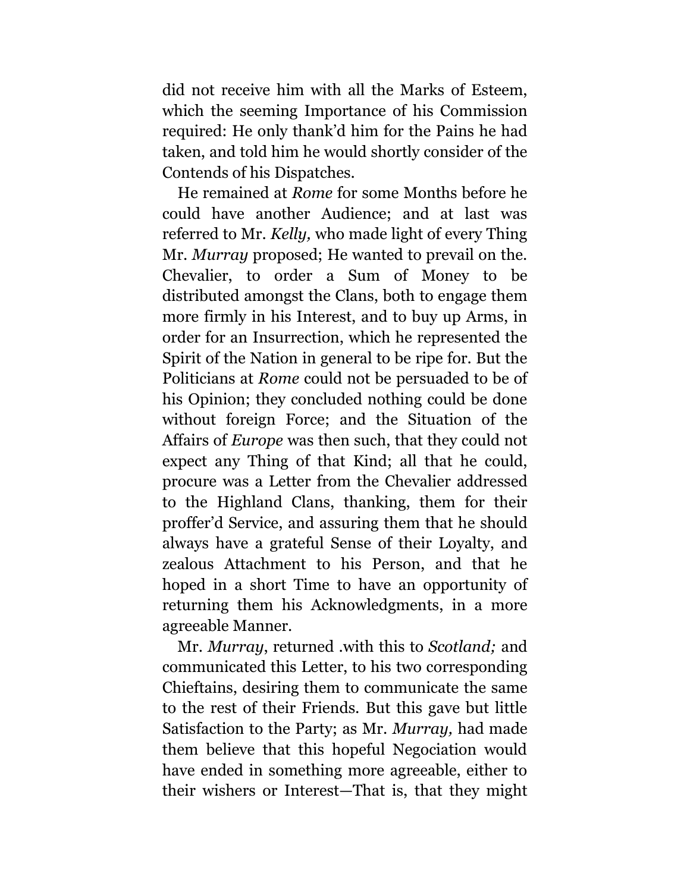did not receive him with all the Marks of Esteem, which the seeming Importance of his Commission required: He only thank'd him for the Pains he had taken, and told him he would shortly consider of the Contends of his Dispatches.

He remained at *Rome* for some Months before he could have another Audience; and at last was referred to Mr. *Kelly,* who made light of every Thing Mr. *Murray* proposed; He wanted to prevail on the. Chevalier, to order a Sum of Money to be distributed amongst the Clans, both to engage them more firmly in his Interest, and to buy up Arms, in order for an Insurrection, which he represented the Spirit of the Nation in general to be ripe for. But the Politicians at *Rome* could not be persuaded to be of his Opinion; they concluded nothing could be done without foreign Force; and the Situation of the Affairs of *Europe* was then such, that they could not expect any Thing of that Kind; all that he could, procure was a Letter from the Chevalier addressed to the Highland Clans, thanking, them for their proffer'd Service, and assuring them that he should always have a grateful Sense of their Loyalty, and zealous Attachment to his Person, and that he hoped in a short Time to have an opportunity of returning them his Acknowledgments, in a more agreeable Manner.

Mr. *Murray*, returned .with this to *Scotland;* and communicated this Letter, to his two corresponding Chieftains, desiring them to communicate the same to the rest of their Friends. But this gave but little Satisfaction to the Party; as Mr. *Murray,* had made them believe that this hopeful Negociation would have ended in something more agreeable, either to their wishers or Interest—That is, that they might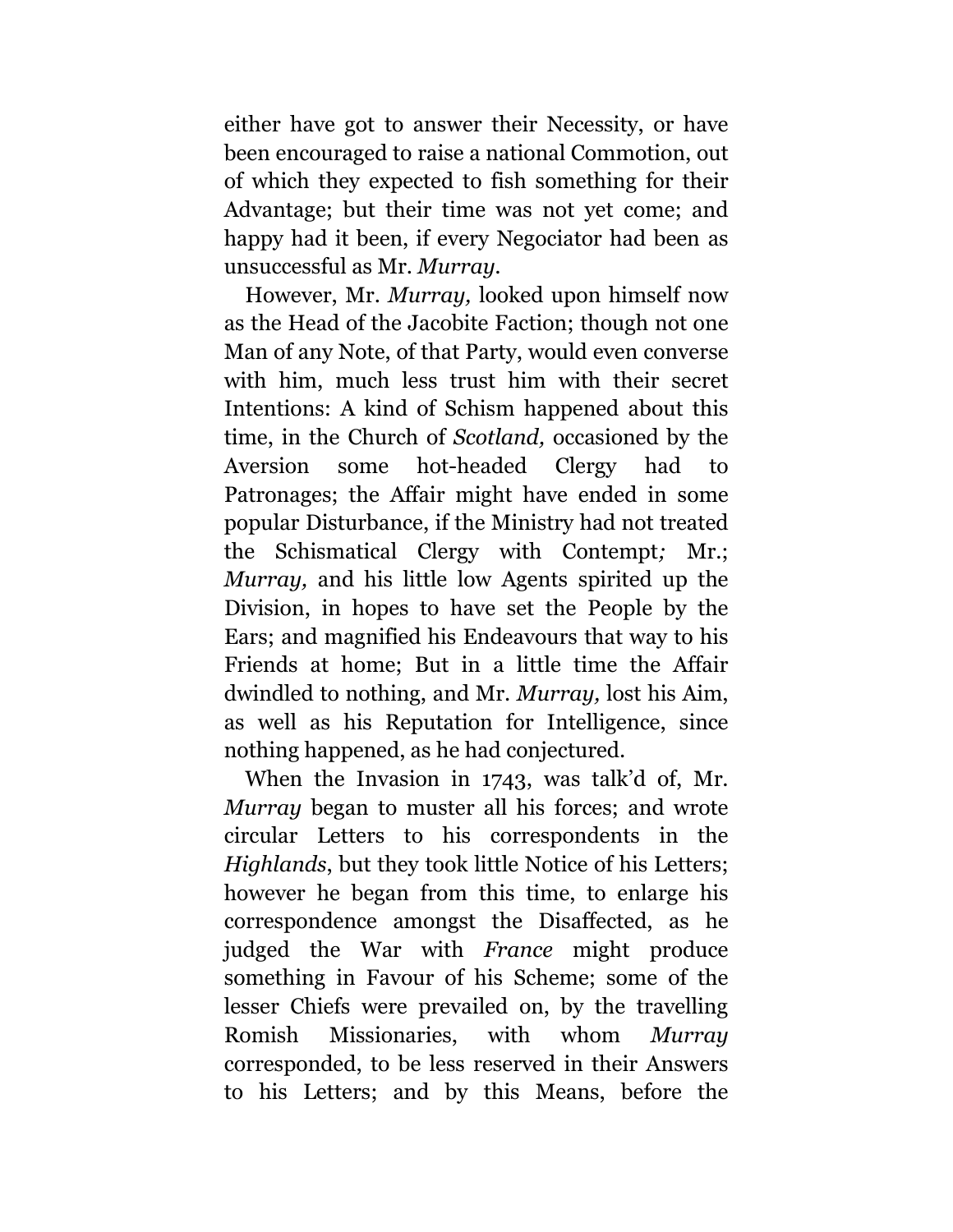either have got to answer their Necessity, or have been encouraged to raise a national Commotion, out of which they expected to fish something for their Advantage; but their time was not yet come; and happy had it been, if every Negociator had been as unsuccessful as Mr. *Murray*.

However, Mr. *Murray,* looked upon himself now as the Head of the Jacobite Faction; though not one Man of any Note, of that Party, would even converse with him, much less trust him with their secret Intentions: A kind of Schism happened about this time, in the Church of *Scotland,* occasioned by the Aversion some hot-headed Clergy had to Patronages; the Affair might have ended in some popular Disturbance, if the Ministry had not treated the Schismatical Clergy with Contempt*;* Mr.; *Murray,* and his little low Agents spirited up the Division, in hopes to have set the People by the Ears; and magnified his Endeavours that way to his Friends at home; But in a little time the Affair dwindled to nothing, and Mr. *Murray,* lost his Aim, as well as his Reputation for Intelligence, since nothing happened, as he had conjectured.

When the Invasion in 1743, was talk'd of, Mr. *Murray* began to muster all his forces; and wrote circular Letters to his correspondents in the *Highlands*, but they took little Notice of his Letters; however he began from this time, to enlarge his correspondence amongst the Disaffected, as he judged the War with *France* might produce something in Favour of his Scheme; some of the lesser Chiefs were prevailed on, by the travelling Romish Missionaries, with whom *Murray* corresponded, to be less reserved in their Answers to his Letters; and by this Means, before the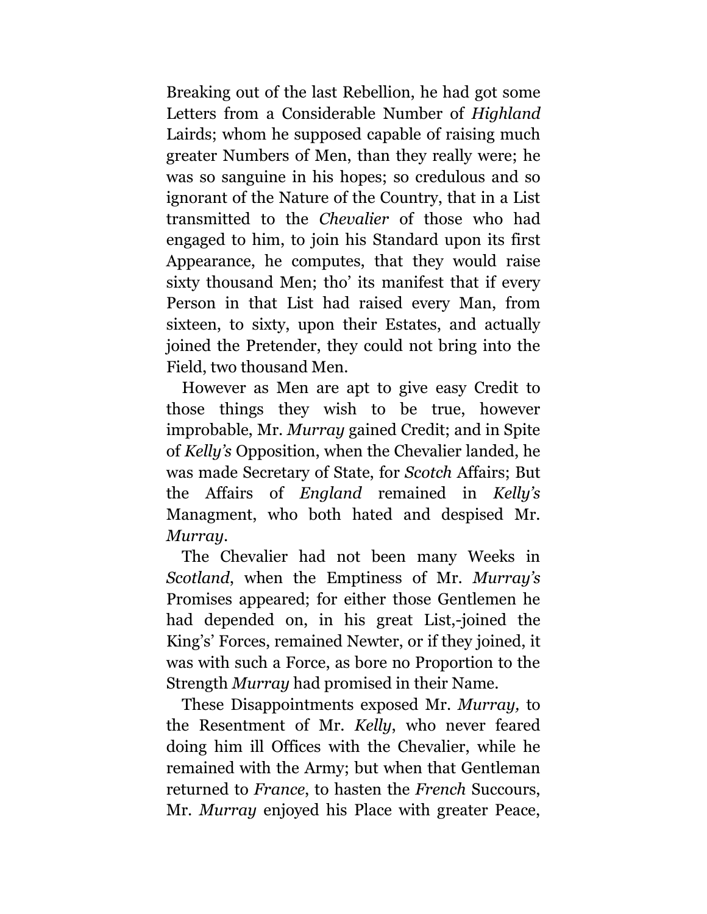Breaking out of the last Rebellion, he had got some Letters from a Considerable Number of *Highland* Lairds; whom he supposed capable of raising much greater Numbers of Men, than they really were; he was so sanguine in his hopes; so credulous and so ignorant of the Nature of the Country, that in a List transmitted to the *Chevalier* of those who had engaged to him, to join his Standard upon its first Appearance, he computes, that they would raise sixty thousand Men; tho' its manifest that if every Person in that List had raised every Man, from sixteen, to sixty, upon their Estates, and actually joined the Pretender, they could not bring into the Field, two thousand Men.

However as Men are apt to give easy Credit to those things they wish to be true, however improbable, Mr. *Murray* gained Credit; and in Spite of *Kelly's* Opposition, when the Chevalier landed, he was made Secretary of State, for *Scotch* Affairs; But the Affairs of *England* remained in *Kelly's* Managment, who both hated and despised Mr. *Murray*.

The Chevalier had not been many Weeks in *Scotland*, when the Emptiness of Mr. *Murray's* Promises appeared; for either those Gentlemen he had depended on, in his great List,-joined the King's' Forces, remained Newter, or if they joined, it was with such a Force, as bore no Proportion to the Strength *Murray* had promised in their Name.

These Disappointments exposed Mr. *Murray,* to the Resentment of Mr. *Kelly*, who never feared doing him ill Offices with the Chevalier, while he remained with the Army; but when that Gentleman returned to *France*, to hasten the *French* Succours, Mr. *Murray* enjoyed his Place with greater Peace,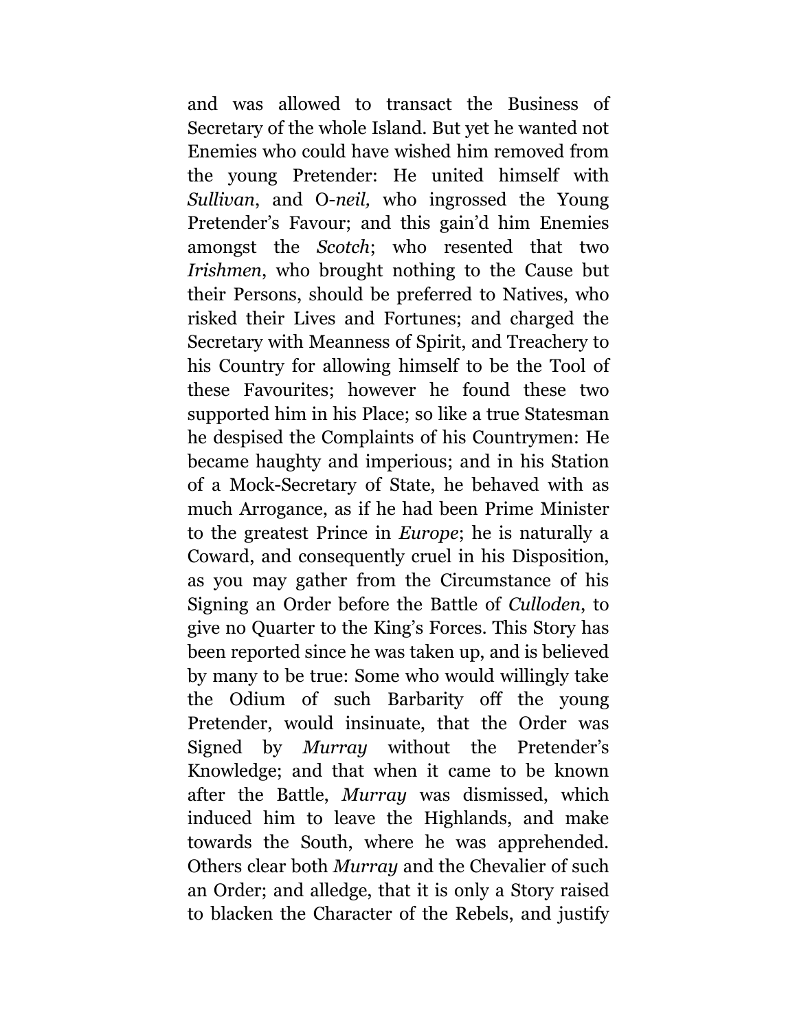and was allowed to transact the Business of Secretary of the whole Island. But yet he wanted not Enemies who could have wished him removed from the young Pretender: He united himself with *Sullivan*, and O-*neil,* who ingrossed the Young Pretender's Favour; and this gain'd him Enemies amongst the *Scotch*; who resented that two *Irishmen*, who brought nothing to the Cause but their Persons, should be preferred to Natives, who risked their Lives and Fortunes; and charged the Secretary with Meanness of Spirit, and Treachery to his Country for allowing himself to be the Tool of these Favourites; however he found these two supported him in his Place; so like a true Statesman he despised the Complaints of his Countrymen: He became haughty and imperious; and in his Station of a Mock-Secretary of State, he behaved with as much Arrogance, as if he had been Prime Minister to the greatest Prince in *Europe*; he is naturally a Coward, and consequently cruel in his Disposition, as you may gather from the Circumstance of his Signing an Order before the Battle of *Culloden*, to give no Quarter to the King's Forces. This Story has been reported since he was taken up, and is believed by many to be true: Some who would willingly take the Odium of such Barbarity off the young Pretender, would insinuate, that the Order was Signed by *Murray* without the Pretender's Knowledge; and that when it came to be known after the Battle, *Murray* was dismissed, which induced him to leave the Highlands, and make towards the South, where he was apprehended. Others clear both *Murray* and the Chevalier of such an Order; and alledge, that it is only a Story raised to blacken the Character of the Rebels, and justify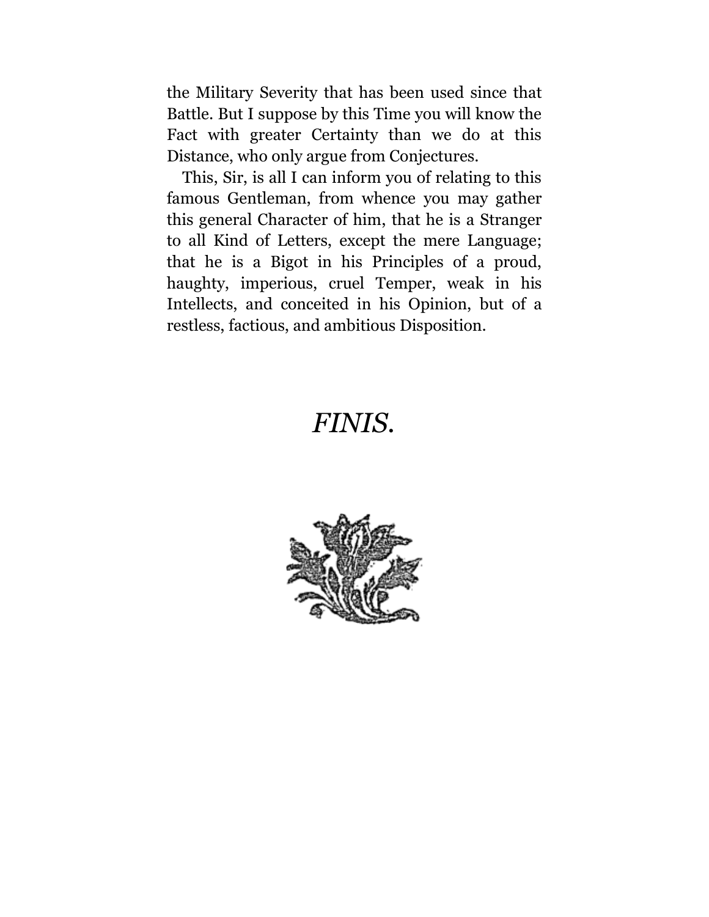the Military Severity that has been used since that Battle. But I suppose by this Time you will know the Fact with greater Certainty than we do at this Distance, who only argue from Conjectures.

This, Sir, is all I can inform you of relating to this famous Gentleman, from whence you may gather this general Character of him, that he is a Stranger to all Kind of Letters, except the mere Language; that he is a Bigot in his Principles of a proud, haughty, imperious, cruel Temper, weak in his Intellects, and conceited in his Opinion, but of a restless, factious, and ambitious Disposition.

*FINIS.*